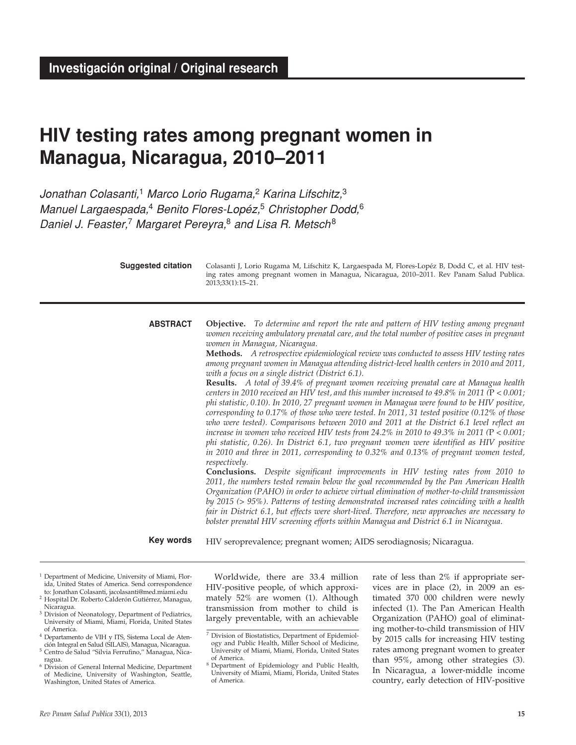Investigación original / Original research

# HIV testing rates among pregnant women in Managua, Nicaragua, 2010–2011

*Jonathan Colasanti,*[1] *Marco Lorio Rugama,*[2] *Karina Lifschitz,*[3] *Manuel Largaespada,*[4] *Benito Flores-Lopéz,*[5] *Christopher Dodd,*[6] *Daniel J. Feaster,*[7] *Margaret Pereyra,*[8] *and Lisa R. Metsch*[8]

**Suggested citation** Colasanti J, Lorio Rugama M, Lifschitz K, Largaespada M, Flores-Lopéz B, Dodd C, et al. HIV testing rates among pregnant women in Managua, Nicaragua, 2010–2011. Rev Panam Salud Publica. 2013;33(1):15–21.

## ABSTRACT

**Objective.** *To determine and report the rate and pattern of HIV testing among pregnant women receiving ambulatory prenatal care, and the total number of positive cases in pregnant women in Managua, Nicaragua.*

**Methods.** *A retrospective epidemiological review was conducted to assess HIV testing rates among pregnant women in Managua attending district-level health centers in 2010 and 2011, with a focus on a single district (District 6.1).*

**Results.** *A total of 39.4% of pregnant women receiving prenatal care at Managua health centers in 2010 received an HIV test, and this number increased to 49.8% in 2011 (P < 0.001; phi statistic, 0.10). In 2010, 27 pregnant women in Managua were found to be HIV positive, corresponding to 0.17% of those who were tested. In 2011, 31 tested positive (0.12% of those who were tested). Comparisons between 2010 and 2011 at the District 6.1 level reflect an increase in women who received HIV tests from 24.2% in 2010 to 49.3% in 2011 (P < 0.001; phi statistic, 0.26). In District 6.1, two pregnant women were identified as HIV positive in 2010 and three in 2011, corresponding to 0.32% and 0.13% of pregnant women tested, respectively.*

**Conclusions.** *Despite significant improvements in HIV testing rates from 2010 to 2011, the numbers tested remain below the goal recommended by the Pan American Health Organization (PAHO) in order to achieve virtual elimination of mother-to-child transmission by 2015 (> 95%). Patterns of testing demonstrated increased rates coinciding with a health fair in District 6.1, but effects were short-lived. Therefore, new approaches are necessary to bolster prenatal HIV screening efforts within Managua and District 6.1 in Nicaragua.*

**Key words** HIV seroprevalence; pregnant women; AIDS serodiagnosis; Nicaragua.

Worldwide, there are 33.4 million HIV-positive people, of which approximately 52% are women (1). Although transmission from mother to child is largely preventable, with an achievable rate of less than 2% if appropriate services are in place (2), in 2009 an estimated 370 000 children were newly infected (1). The Pan American Health Organization (PAHO) goal of eliminating mother-to-child transmission of HIV by 2015 calls for increasing HIV testing rates among pregnant women to greater than 95%, among other strategies (3). In Nicaragua, a lower-middle income country, early detection of HIV-positive

---

[1] Department of Medicine, University of Miami, Florida, United States of America. Send correspondence to: Jonathan Colasanti, jacolasanti@med.miami.edu

[2] Hospital Dr. Roberto Calderón Gutiérrez, Managua, Nicaragua.

[3] Division of Neonatology, Department of Pediatrics, University of Miami, Miami, Florida, United States of America.

[4] Departamento de VIH y ITS, Sistema Local de Atención Integral en Salud (SILAIS), Managua, Nicaragua.

[5] Centro de Salud "Silvia Ferrufino," Managua, Nicaragua.

[6] Division of General Internal Medicine, Department of Medicine, University of Washington, Seattle, Washington, United States of America.

[7] Division of Biostatistics, Department of Epidemiology and Public Health, Miller School of Medicine, University of Miami, Miami, Florida, United States of America.

[8] Department of Epidemiology and Public Health, University of Miami, Miami, Florida, United States of America.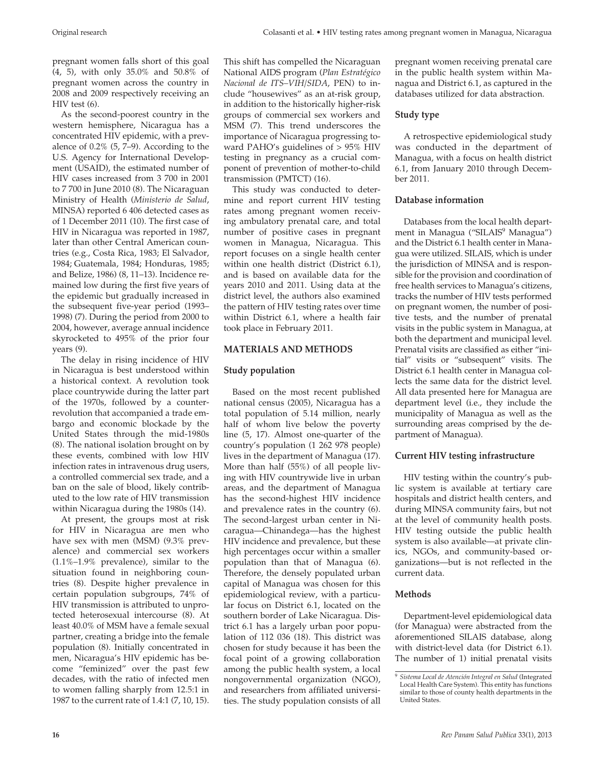pregnant women falls short of this goal (4, 5), with only 35.0% and 50.8% of pregnant women across the country in 2008 and 2009 respectively receiving an HIV test (6).

As the second-poorest country in the western hemisphere, Nicaragua has a concentrated HIV epidemic, with a prevalence of 0.2% (5, 7–9). According to the U.S. Agency for International Development (USAID), the estimated number of HIV cases increased from 3 700 in 2001 to 7 700 in June 2010 (8). The Nicaraguan Ministry of Health (*Ministerio de Salud*, MINSA) reported 6 406 detected cases as of 1 December 2011 (10). The first case of HIV in Nicaragua was reported in 1987, later than other Central American countries (e.g., Costa Rica, 1983; El Salvador, 1984; Guatemala, 1984; Honduras, 1985; and Belize, 1986) (8, 11–13). Incidence remained low during the first five years of the epidemic but gradually increased in the subsequent five-year period (1993–1998) (7). During the period from 2000 to 2004, however, average annual incidence skyrocketed to 495% of the prior four years (9).

The delay in rising incidence of HIV in Nicaragua is best understood within a historical context. A revolution took place countrywide during the latter part of the 1970s, followed by a counterrevolution that accompanied a trade embargo and economic blockade by the United States through the mid-1980s (8). The national isolation brought on by these events, combined with low HIV infection rates in intravenous drug users, a controlled commercial sex trade, and a ban on the sale of blood, likely contributed to the low rate of HIV transmission within Nicaragua during the 1980s (14).

At present, the groups most at risk for HIV in Nicaragua are men who have sex with men (MSM) (9.3% prevalence) and commercial sex workers (1.1%–1.9% prevalence), similar to the situation found in neighboring countries (8). Despite higher prevalence in certain population subgroups, 74% of HIV transmission is attributed to unprotected heterosexual intercourse (8). At least 40.0% of MSM have a female sexual partner, creating a bridge into the female population (8). Initially concentrated in men, Nicaragua's HIV epidemic has become "feminized" over the past few decades, with the ratio of infected men to women falling sharply from 12.5:1 in 1987 to the current rate of 1.4:1 (7, 10, 15). This shift has compelled the Nicaraguan National AIDS program (*Plan Estratégico Nacional de ITS–VIH/SIDA*, PEN) to include "housewives" as an at-risk group, in addition to the historically higher-risk groups of commercial sex workers and MSM (7). This trend underscores the importance of Nicaragua progressing toward PAHO's guidelines of > 95% HIV testing in pregnancy as a crucial component of prevention of mother-to-child transmission (PMTCT) (16).

This study was conducted to determine and report current HIV testing rates among pregnant women receiving ambulatory prenatal care, and total number of positive cases in pregnant women in Managua, Nicaragua. This report focuses on a single health center within one health district (District 6.1), and is based on available data for the years 2010 and 2011. Using data at the district level, the authors also examined the pattern of HIV testing rates over time within District 6.1, where a health fair took place in February 2011.

## MATERIALS AND METHODS

### Study population

Based on the most recent published national census (2005), Nicaragua has a total population of 5.14 million, nearly half of whom live below the poverty line (5, 17). Almost one-quarter of the country's population (1 262 978 people) lives in the department of Managua (17). More than half (55%) of all people living with HIV countrywide live in urban areas, and the department of Managua has the second-highest HIV incidence and prevalence rates in the country (6). The second-largest urban center in Nicaragua—Chinandega—has the highest HIV incidence and prevalence, but these high percentages occur within a smaller population than that of Managua (6). Therefore, the densely populated urban capital of Managua was chosen for this epidemiological review, with a particular focus on District 6.1, located on the southern border of Lake Nicaragua. District 6.1 has a largely urban poor population of 112 036 (18). This district was chosen for study because it has been the focal point of a growing collaboration among the public health system, a local nongovernmental organization (NGO), and researchers from affiliated universities. The study population consists of all pregnant women receiving prenatal care in the public health system within Managua and District 6.1, as captured in the databases utilized for data abstraction.

### Study type

A retrospective epidemiological study was conducted in the department of Managua, with a focus on health district 6.1, from January 2010 through December 2011.

### Database information

Databases from the local health department in Managua ("SILAIS[9] Managua") and the District 6.1 health center in Managua were utilized. SILAIS, which is under the jurisdiction of MINSA and is responsible for the provision and coordination of free health services to Managua's citizens, tracks the number of HIV tests performed on pregnant women, the number of positive tests, and the number of prenatal visits in the public system in Managua, at both the department and municipal level. Prenatal visits are classified as either "initial" visits or "subsequent" visits. The District 6.1 health center in Managua collects the same data for the district level. All data presented here for Managua are department level (i.e., they include the municipality of Managua as well as the surrounding areas comprised by the department of Managua).

### Current HIV testing infrastructure

HIV testing within the country's public system is available at tertiary care hospitals and district health centers, and during MINSA community fairs, but not at the level of community health posts. HIV testing outside the public health system is also available—at private clinics, NGOs, and community-based organizations—but is not reflected in the current data.

### Methods

Department-level epidemiological data (for Managua) were abstracted from the aforementioned SILAIS database, along with district-level data (for District 6.1). The number of 1) initial prenatal visits

[9] *Sistema Local de Atención Integral en Salud* (Integrated Local Health Care System). This entity has functions similar to those of county health departments in the United States.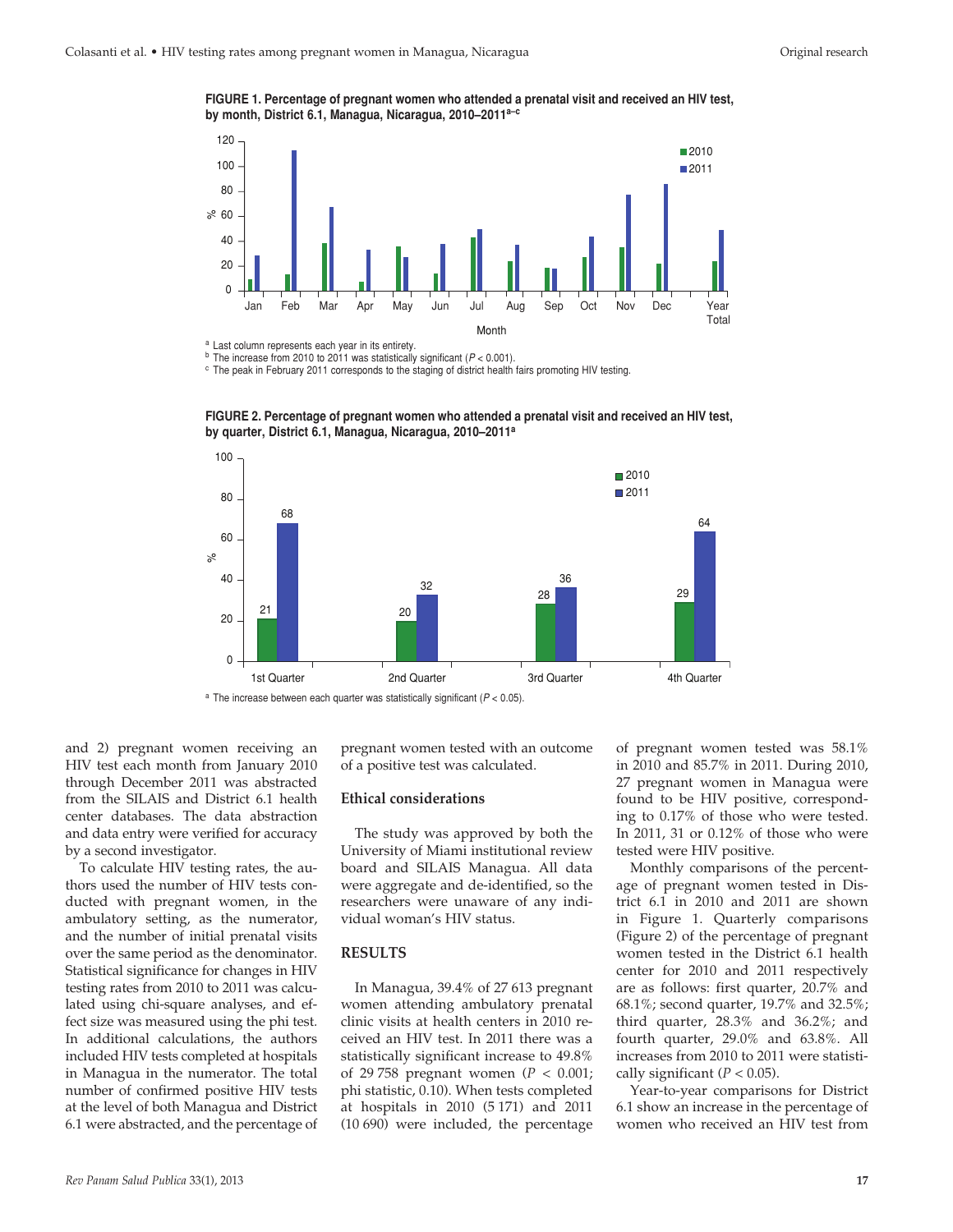**FIGURE 1. Percentage of pregnant women who attended a prenatal visit and received an HIV test, by month, District 6.1, Managua, Nicaragua, 2010–2011[a–c]**

[a] Last column represents each year in its entirety.
[b] The increase from 2010 to 2011 was statistically significant ($P < 0.001$).
[c] The peak in February 2011 corresponds to the staging of district health fairs promoting HIV testing.

**FIGURE 2. Percentage of pregnant women who attended a prenatal visit and received an HIV test, by quarter, District 6.1, Managua, Nicaragua, 2010–2011[a]**

[a] The increase between each quarter was statistically significant ($P < 0.05$).

and 2) pregnant women receiving an HIV test each month from January 2010 through December 2011 was abstracted from the SILAIS and District 6.1 health center databases. The data abstraction and data entry were verified for accuracy by a second investigator.

To calculate HIV testing rates, the authors used the number of HIV tests conducted with pregnant women, in the ambulatory setting, as the numerator, and the number of initial prenatal visits over the same period as the denominator. Statistical significance for changes in HIV testing rates from 2010 to 2011 was calculated using chi-square analyses, and effect size was measured using the phi test. In additional calculations, the authors included HIV tests completed at hospitals in Managua in the numerator. The total number of confirmed positive HIV tests at the level of both Managua and District 6.1 were abstracted, and the percentage of pregnant women tested with an outcome of a positive test was calculated.

### Ethical considerations

The study was approved by both the University of Miami institutional review board and SILAIS Managua. All data were aggregate and de-identified, so the researchers were unaware of any individual woman's HIV status.

## RESULTS

In Managua, 39.4% of 27 613 pregnant women attending ambulatory prenatal clinic visits at health centers in 2010 received an HIV test. In 2011 there was a statistically significant increase to 49.8% of 29 758 pregnant women ($P < 0.001$; phi statistic, 0.10). When tests completed at hospitals in 2010 (5 171) and 2011 (10 690) were included, the percentage of pregnant women tested was 58.1% in 2010 and 85.7% in 2011. During 2010, 27 pregnant women in Managua were found to be HIV positive, corresponding to 0.17% of those who were tested. In 2011, 31 or 0.12% of those who were tested were HIV positive.

Monthly comparisons of the percentage of pregnant women tested in District 6.1 in 2010 and 2011 are shown in Figure 1. Quarterly comparisons (Figure 2) of the percentage of pregnant women tested in the District 6.1 health center for 2010 and 2011 respectively are as follows: first quarter, 20.7% and 68.1%; second quarter, 19.7% and 32.5%; third quarter, 28.3% and 36.2%; and fourth quarter, 29.0% and 63.8%. All increases from 2010 to 2011 were statistically significant ($P < 0.05$).

Year-to-year comparisons for District 6.1 show an increase in the percentage of women who received an HIV test from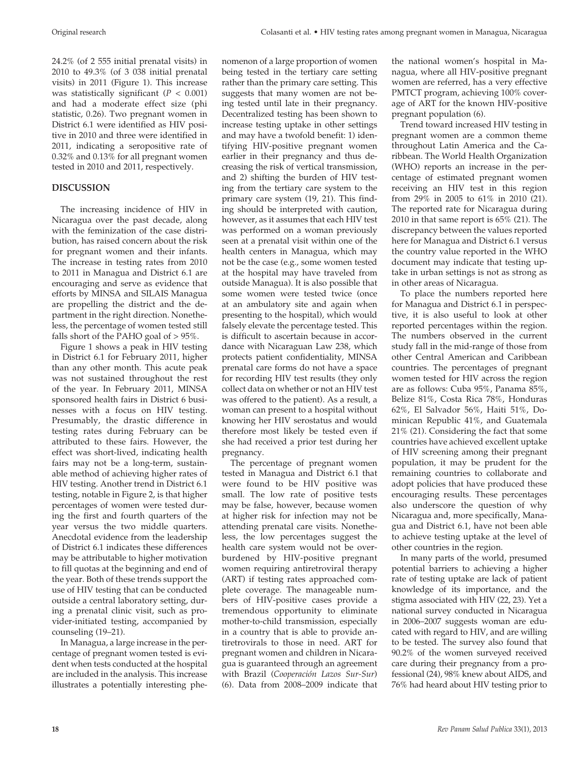24.2% (of 2 555 initial prenatal visits) in 2010 to 49.3% (of 3 038 initial prenatal visits) in 2011 (Figure 1). This increase was statistically significant ($P < 0.001$) and had a moderate effect size (phi statistic, 0.26). Two pregnant women in District 6.1 were identified as HIV positive in 2010 and three were identified in 2011, indicating a seropositive rate of 0.32% and 0.13% for all pregnant women tested in 2010 and 2011, respectively.

## DISCUSSION

The increasing incidence of HIV in Nicaragua over the past decade, along with the feminization of the case distribution, has raised concern about the risk for pregnant women and their infants. The increase in testing rates from 2010 to 2011 in Managua and District 6.1 are encouraging and serve as evidence that efforts by MINSA and SILAIS Managua are propelling the district and the department in the right direction. Nonetheless, the percentage of women tested still falls short of the PAHO goal of > 95%.

Figure 1 shows a peak in HIV testing in District 6.1 for February 2011, higher than any other month. This acute peak was not sustained throughout the rest of the year. In February 2011, MINSA sponsored health fairs in District 6 businesses with a focus on HIV testing. Presumably, the drastic difference in testing rates during February can be attributed to these fairs. However, the effect was short-lived, indicating health fairs may not be a long-term, sustainable method of achieving higher rates of HIV testing. Another trend in District 6.1 testing, notable in Figure 2, is that higher percentages of women were tested during the first and fourth quarters of the year versus the two middle quarters. Anecdotal evidence from the leadership of District 6.1 indicates these differences may be attributable to higher motivation to fill quotas at the beginning and end of the year. Both of these trends support the use of HIV testing that can be conducted outside a central laboratory setting, during a prenatal clinic visit, such as provider-initiated testing, accompanied by counseling (19–21).

In Managua, a large increase in the percentage of pregnant women tested is evident when tests conducted at the hospital are included in the analysis. This increase illustrates a potentially interesting phenomenon of a large proportion of women being tested in the tertiary care setting rather than the primary care setting. This suggests that many women are not being tested until late in their pregnancy. Decentralized testing has been shown to increase testing uptake in other settings and may have a twofold benefit: 1) identifying HIV-positive pregnant women earlier in their pregnancy and thus decreasing the risk of vertical transmission, and 2) shifting the burden of HIV testing from the tertiary care system to the primary care system (19, 21). This finding should be interpreted with caution, however, as it assumes that each HIV test was performed on a woman previously seen at a prenatal visit within one of the health centers in Managua, which may not be the case (e.g., some women tested at the hospital may have traveled from outside Managua). It is also possible that some women were tested twice (once at an ambulatory site and again when presenting to the hospital), which would falsely elevate the percentage tested. This is difficult to ascertain because in accordance with Nicaraguan Law 238, which protects patient confidentiality, MINSA prenatal care forms do not have a space for recording HIV test results (they only collect data on whether or not an HIV test was offered to the patient). As a result, a woman can present to a hospital without knowing her HIV serostatus and would therefore most likely be tested even if she had received a prior test during her pregnancy.

The percentage of pregnant women tested in Managua and District 6.1 that were found to be HIV positive was small. The low rate of positive tests may be false, however, because women at higher risk for infection may not be attending prenatal care visits. Nonetheless, the low percentages suggest the health care system would not be overburdened by HIV-positive pregnant women requiring antiretroviral therapy (ART) if testing rates approached complete coverage. The manageable numbers of HIV-positive cases provide a tremendous opportunity to eliminate mother-to-child transmission, especially in a country that is able to provide antiretrovirals to those in need. ART for pregnant women and children in Nicaragua is guaranteed through an agreement with Brazil (*Cooperación Lazos Sur-Sur*) (6). Data from 2008–2009 indicate that the national women's hospital in Managua, where all HIV-positive pregnant women are referred, has a very effective PMTCT program, achieving 100% coverage of ART for the known HIV-positive pregnant population (6).

Trend toward increased HIV testing in pregnant women are a common theme throughout Latin America and the Caribbean. The World Health Organization (WHO) reports an increase in the percentage of estimated pregnant women receiving an HIV test in this region from 29% in 2005 to 61% in 2010 (21). The reported rate for Nicaragua during 2010 in that same report is 65% (21). The discrepancy between the values reported here for Managua and District 6.1 versus the country value reported in the WHO document may indicate that testing uptake in urban settings is not as strong as in other areas of Nicaragua.

To place the numbers reported here for Managua and District 6.1 in perspective, it is also useful to look at other reported percentages within the region. The numbers observed in the current study fall in the mid-range of those from other Central American and Caribbean countries. The percentages of pregnant women tested for HIV across the region are as follows: Cuba 95%, Panama 85%, Belize 81%, Costa Rica 78%, Honduras 62%, El Salvador 56%, Haiti 51%, Dominican Republic 41%, and Guatemala 21% (21). Considering the fact that some countries have achieved excellent uptake of HIV screening among their pregnant population, it may be prudent for the remaining countries to collaborate and adopt policies that have produced these encouraging results. These percentages also underscore the question of why Nicaragua and, more specifically, Managua and District 6.1, have not been able to achieve testing uptake at the level of other countries in the region.

In many parts of the world, presumed potential barriers to achieving a higher rate of testing uptake are lack of patient knowledge of its importance, and the stigma associated with HIV (22, 23). Yet a national survey conducted in Nicaragua in 2006–2007 suggests woman are educated with regard to HIV, and are willing to be tested. The survey also found that 90.2% of the women surveyed received care during their pregnancy from a professional (24), 98% knew about AIDS, and 76% had heard about HIV testing prior to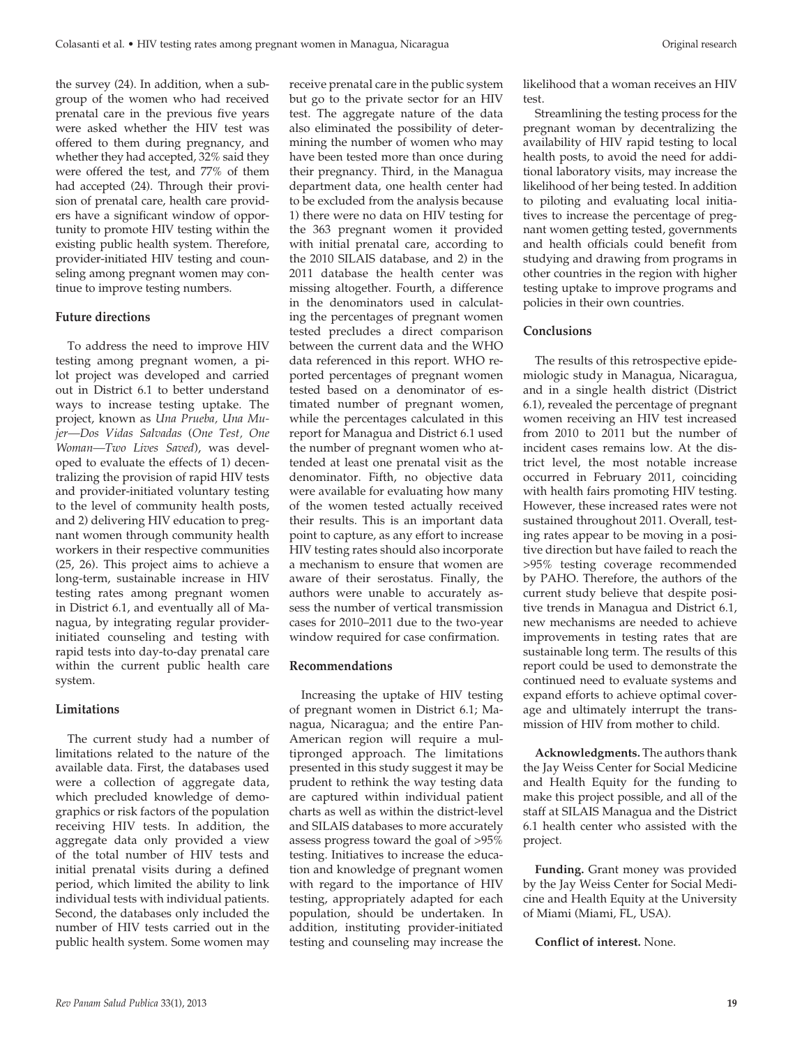the survey (24). In addition, when a subgroup of the women who had received prenatal care in the previous five years were asked whether the HIV test was offered to them during pregnancy, and whether they had accepted, 32% said they were offered the test, and 77% of them had accepted (24). Through their provision of prenatal care, health care providers have a significant window of opportunity to promote HIV testing within the existing public health system. Therefore, provider-initiated HIV testing and counseling among pregnant women may continue to improve testing numbers.

**Future directions**

To address the need to improve HIV testing among pregnant women, a pilot project was developed and carried out in District 6.1 to better understand ways to increase testing uptake. The project, known as *Una Prueba, Una Mujer—Dos Vidas Salvadas* (*One Test, One Woman—Two Lives Saved*), was developed to evaluate the effects of 1) decentralizing the provision of rapid HIV tests and provider-initiated voluntary testing to the level of community health posts, and 2) delivering HIV education to pregnant women through community health workers in their respective communities (25, 26). This project aims to achieve a long-term, sustainable increase in HIV testing rates among pregnant women in District 6.1, and eventually all of Managua, by integrating regular provider-initiated counseling and testing with rapid tests into day-to-day prenatal care within the current public health care system.

**Limitations**

The current study had a number of limitations related to the nature of the available data. First, the databases used were a collection of aggregate data, which precluded knowledge of demographics or risk factors of the population receiving HIV tests. In addition, the aggregate data only provided a view of the total number of HIV tests and initial prenatal visits during a defined period, which limited the ability to link individual tests with individual patients. Second, the databases only included the number of HIV tests carried out in the public health system. Some women may receive prenatal care in the public system but go to the private sector for an HIV test. The aggregate nature of the data also eliminated the possibility of determining the number of women who may have been tested more than once during their pregnancy. Third, in the Managua department data, one health center had to be excluded from the analysis because 1) there were no data on HIV testing for the 363 pregnant women it provided with initial prenatal care, according to the 2010 SILAIS database, and 2) in the 2011 database the health center was missing altogether. Fourth, a difference in the denominators used in calculating the percentages of pregnant women tested precludes a direct comparison between the current data and the WHO data referenced in this report. WHO reported percentages of pregnant women tested based on a denominator of estimated number of pregnant women, while the percentages calculated in this report for Managua and District 6.1 used the number of pregnant women who attended at least one prenatal visit as the denominator. Fifth, no objective data were available for evaluating how many of the women tested actually received their results. This is an important data point to capture, as any effort to increase HIV testing rates should also incorporate a mechanism to ensure that women are aware of their serostatus. Finally, the authors were unable to accurately assess the number of vertical transmission cases for 2010–2011 due to the two-year window required for case confirmation.

**Recommendations**

Increasing the uptake of HIV testing of pregnant women in District 6.1; Managua, Nicaragua; and the entire Pan-American region will require a multipronged approach. The limitations presented in this study suggest it may be prudent to rethink the way testing data are captured within individual patient charts as well as within the district-level and SILAIS databases to more accurately assess progress toward the goal of >95% testing. Initiatives to increase the education and knowledge of pregnant women with regard to the importance of HIV testing, appropriately adapted for each population, should be undertaken. In addition, instituting provider-initiated testing and counseling may increase the likelihood that a woman receives an HIV test.

Streamlining the testing process for the pregnant woman by decentralizing the availability of HIV rapid testing to local health posts, to avoid the need for additional laboratory visits, may increase the likelihood of her being tested. In addition to piloting and evaluating local initiatives to increase the percentage of pregnant women getting tested, governments and health officials could benefit from studying and drawing from programs in other countries in the region with higher testing uptake to improve programs and policies in their own countries.

**Conclusions**

The results of this retrospective epidemiologic study in Managua, Nicaragua, and in a single health district (District 6.1), revealed the percentage of pregnant women receiving an HIV test increased from 2010 to 2011 but the number of incident cases remains low. At the district level, the most notable increase occurred in February 2011, coinciding with health fairs promoting HIV testing. However, these increased rates were not sustained throughout 2011. Overall, testing rates appear to be moving in a positive direction but have failed to reach the >95% testing coverage recommended by PAHO. Therefore, the authors of the current study believe that despite positive trends in Managua and District 6.1, new mechanisms are needed to achieve improvements in testing rates that are sustainable long term. The results of this report could be used to demonstrate the continued need to evaluate systems and expand efforts to achieve optimal coverage and ultimately interrupt the transmission of HIV from mother to child.

**Acknowledgments.** The authors thank the Jay Weiss Center for Social Medicine and Health Equity for the funding to make this project possible, and all of the staff at SILAIS Managua and the District 6.1 health center who assisted with the project.

**Funding.** Grant money was provided by the Jay Weiss Center for Social Medicine and Health Equity at the University of Miami (Miami, FL, USA).

**Conflict of interest.** None.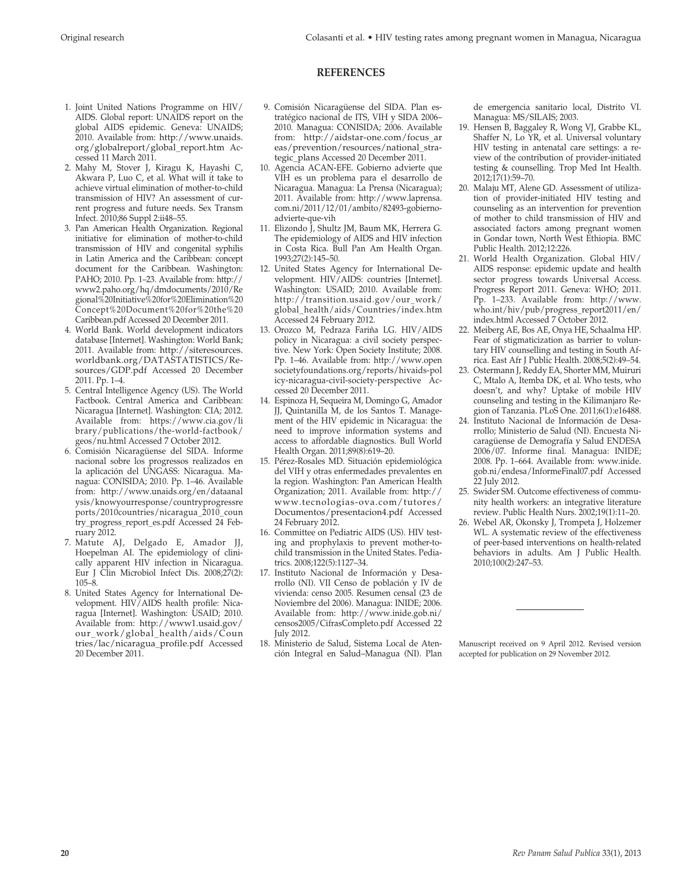## REFERENCES

1. Joint United Nations Programme on HIV/AIDS. Global report: UNAIDS report on the global AIDS epidemic. Geneva: UNAIDS; 2010. Available from: http://www.unaids.org/globalreport/global_report.htm Accessed 11 March 2011.
2. Mahy M, Stover J, Kiragu K, Hayashi C, Akwara P, Luo C, et al. What will it take to achieve virtual elimination of mother-to-child transmission of HIV? An assessment of current progress and future needs. Sex Transm Infect. 2010;86 Suppl 2:ii48–55.
3. Pan American Health Organization. Regional initiative for elimination of mother-to-child transmission of HIV and congenital syphilis in Latin America and the Caribbean: concept document for the Caribbean. Washington: PAHO; 2010. Pp. 1–23. Available from: http://www2.paho.org/hq/dmdocuments/2010/Regional%20Initiative%20for%20Elimination%20Concept%20Document%20for%20the%20Caribbean.pdf Accessed 20 December 2011.
4. World Bank. World development indicators database [Internet]. Washington: World Bank; 2011. Available from: http://siteresources.worldbank.org/DATASTATISTICS/Resources/GDP.pdf Accessed 20 December 2011. Pp. 1–4.
5. Central Intelligence Agency (US). The World Factbook. Central America and Caribbean: Nicaragua [Internet]. Washington: CIA; 2012. Available from: https://www.cia.gov/library/publications/the-world-factbook/geos/nu.html Accessed 7 October 2012.
6. Comisión Nicaragüense del SIDA. Informe nacional sobre los progressos realizados en la aplicación del UNGASS: Nicaragua. Managua: CONISIDA; 2010. Pp. 1–46. Available from: http://www.unaids.org/en/dataanalysis/knowyourresponse/countryprogressreports/2010countries/nicaragua_2010_country_progress_report_es.pdf Accessed 24 February 2012.
7. Matute AJ, Delgado E, Amador JJ, Hoepelman AI. The epidemiology of clinically apparent HIV infection in Nicaragua. Eur J Clin Microbiol Infect Dis. 2008;27(2):105–8.
8. United States Agency for International Development. HIV/AIDS health profile: Nicaragua [Internet]. Washington: USAID; 2010. Available from: http://www1.usaid.gov/our_work/global_health/aids/Countries/lac/nicaragua_profile.pdf Accessed 20 December 2011.
9. Comisión Nicaragüense del SIDA. Plan estratégico nacional de ITS, VIH y SIDA 2006–2010. Managua: CONISIDA; 2006. Available from: http://aidstar-one.com/focus_areas/prevention/resources/national_strategic_plans Accessed 20 December 2011.
10. Agencia ACAN-EFE. Gobierno advierte que VIH es un problema para el desarrollo de Nicaragua. Managua: La Prensa (Nicaragua); 2011. Available from: http://www.laprensa.com.ni/2011/12/01/ambito/82493-gobierno-advierte-que-vih
11. Elizondo J, Shultz JM, Baum MK, Herrera G. The epidemiology of AIDS and HIV infection in Costa Rica. Bull Pan Am Health Organ. 1993;27(2):145–50.
12. United States Agency for International Development. HIV/AIDS: countries [Internet]. Washington: USAID; 2010. Available from: http://transition.usaid.gov/our_work/global_health/aids/Countries/index.htm Accessed 24 February 2012.
13. Orozco M, Pedraza Fariña LG. HIV/AIDS policy in Nicaragua: a civil society perspective. New York: Open Society Institute; 2008. Pp. 1–46. Available from: http://www.opensocietyfoundations.org/reports/hivaids-policy-nicaragua-civil-society-perspective Accessed 20 December 2011.
14. Espinoza H, Sequeira M, Domingo G, Amador JJ, Quintanilla M, de los Santos T. Management of the HIV epidemic in Nicaragua: the need to improve information systems and access to affordable diagnostics. Bull World Health Organ. 2011;89(8):619–20.
15. Pérez-Rosales MD. Situación epidemiológica del VIH y otras enfermedades prevalentes en la region. Washington: Pan American Health Organization; 2011. Available from: http://www.tecnologias-ova.com/tutores/Documentos/presentacion4.pdf Accessed 24 February 2012.
16. Committee on Pediatric AIDS (US). HIV testing and prophylaxis to prevent mother-to-child transmission in the United States. Pediatrics. 2008;122(5):1127–34.
17. Instituto Nacional de Información y Desarrollo (NI). VII Censo de población y IV de vivienda: censo 2005. Resumen censal (23 de Noviembre del 2006). Managua: INIDE; 2006. Available from: http://www.inide.gob.ni/censos2005/CifrasCompleto.pdf Accessed 22 July 2012.
18. Ministerio de Salud, Sistema Local de Atención Integral en Salud–Managua (NI). Plan de emergencia sanitario local, Distrito VI. Managua: MS/SILAIS; 2003.
19. Hensen B, Baggaley R, Wong VJ, Grabbe KL, Shaffer N, Lo YR, et al. Universal voluntary HIV testing in antenatal care settings: a review of the contribution of provider-initiated testing & counselling. Trop Med Int Health. 2012;17(1):59–70.
20. Malaju MT, Alene GD. Assessment of utilization of provider-initiated HIV testing and counseling as an intervention for prevention of mother to child transmission of HIV and associated factors among pregnant women in Gondar town, North West Ethiopia. BMC Public Health. 2012;12:226.
21. World Health Organization. Global HIV/AIDS response: epidemic update and health sector progress towards Universal Access. Progress Report 2011. Geneva: WHO; 2011. Pp. 1–233. Available from: http://www.who.int/hiv/pub/progress_report2011/en/index.html Accessed 7 October 2012.
22. Meiberg AE, Bos AE, Onya HE, Schaalma HP. Fear of stigmatization as barrier to voluntary HIV counselling and testing in South Africa. East Afr J Public Health. 2008;5(2):49–54.
23. Ostermann J, Reddy EA, Shorter MM, Muiruri C, Mtalo A, Itemba DK, et al. Who tests, who doesn't, and why? Uptake of mobile HIV counseling and testing in the Kilimanjaro Region of Tanzania. PLoS One. 2011;6(1):e16488.
24. Instituto Nacional de Información de Desarrollo; Ministerio de Salud (NI). Encuesta Nicaragüense de Demografía y Salud ENDESA 2006/07. Informe final. Managua: INIDE; 2008. Pp. 1–664. Available from: www.inide.gob.ni/endesa/InformeFinal07.pdf Accessed 22 July 2012.
25. Swider SM. Outcome effectiveness of community health workers: an integrative literature review. Public Health Nurs. 2002;19(1):11–20.
26. Webel AR, Okonsky J, Trompeta J, Holzemer WL. A systematic review of the effectiveness of peer-based interventions on health-related behaviors in adults. Am J Public Health. 2010;100(2):247–53.

---

Manuscript received on 9 April 2012. Revised version accepted for publication on 29 November 2012.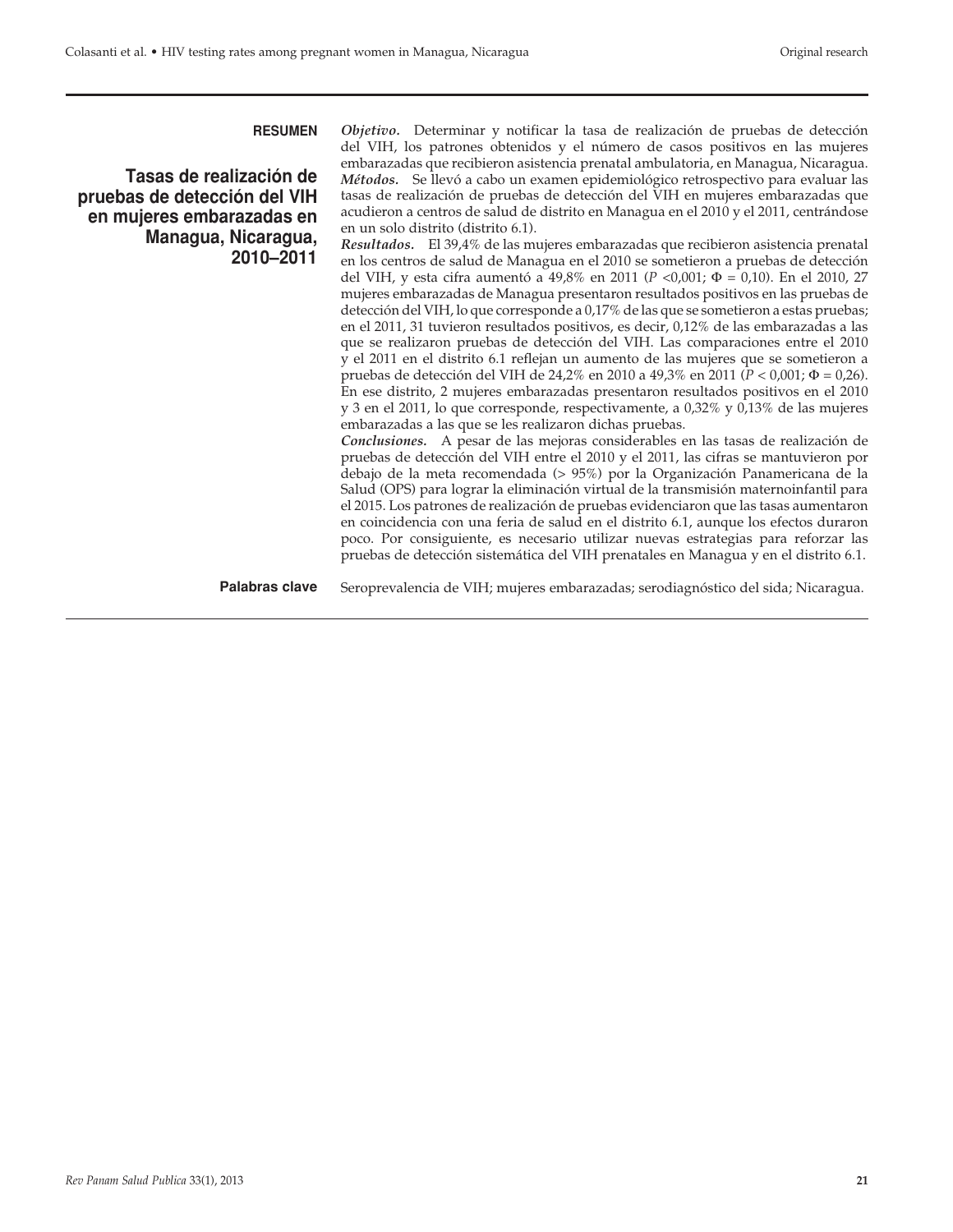## RESUMEN

### Tasas de realización de pruebas de detección del VIH en mujeres embarazadas en Managua, Nicaragua, 2010–2011

***Objetivo.*** Determinar y notificar la tasa de realización de pruebas de detección del VIH, los patrones obtenidos y el número de casos positivos en las mujeres embarazadas que recibieron asistencia prenatal ambulatoria, en Managua, Nicaragua.

***Métodos.*** Se llevó a cabo un examen epidemiológico retrospectivo para evaluar las tasas de realización de pruebas de detección del VIH en mujeres embarazadas que acudieron a centros de salud de distrito en Managua en el 2010 y el 2011, centrándose en un solo distrito (distrito 6.1).

***Resultados.*** El 39,4% de las mujeres embarazadas que recibieron asistencia prenatal en los centros de salud de Managua en el 2010 se sometieron a pruebas de detección del VIH, y esta cifra aumentó a 49,8% en 2011 ($P$ <0,001; $\Phi$ = 0,10). En el 2010, 27 mujeres embarazadas de Managua presentaron resultados positivos en las pruebas de detección del VIH, lo que corresponde a 0,17% de las que se sometieron a estas pruebas; en el 2011, 31 tuvieron resultados positivos, es decir, 0,12% de las embarazadas a las que se realizaron pruebas de detección del VIH. Las comparaciones entre el 2010 y el 2011 en el distrito 6.1 reflejan un aumento de las mujeres que se sometieron a pruebas de detección del VIH de 24,2% en 2010 a 49,3% en 2011 ($P$ < 0,001; $\Phi$ = 0,26). En ese distrito, 2 mujeres embarazadas presentaron resultados positivos en el 2010 y 3 en el 2011, lo que corresponde, respectivamente, a 0,32% y 0,13% de las mujeres embarazadas a las que se les realizaron dichas pruebas.

***Conclusiones.*** A pesar de las mejoras considerables en las tasas de realización de pruebas de detección del VIH entre el 2010 y el 2011, las cifras se mantuvieron por debajo de la meta recomendada (> 95%) por la Organización Panamericana de la Salud (OPS) para lograr la eliminación virtual de la transmisión maternoinfantil para el 2015. Los patrones de realización de pruebas evidenciaron que las tasas aumentaron en coincidencia con una feria de salud en el distrito 6.1, aunque los efectos duraron poco. Por consiguiente, es necesario utilizar nuevas estrategias para reforzar las pruebas de detección sistemática del VIH prenatales en Managua y en el distrito 6.1.

**Palabras clave** Seroprevalencia de VIH; mujeres embarazadas; serodiagnóstico del sida; Nicaragua.